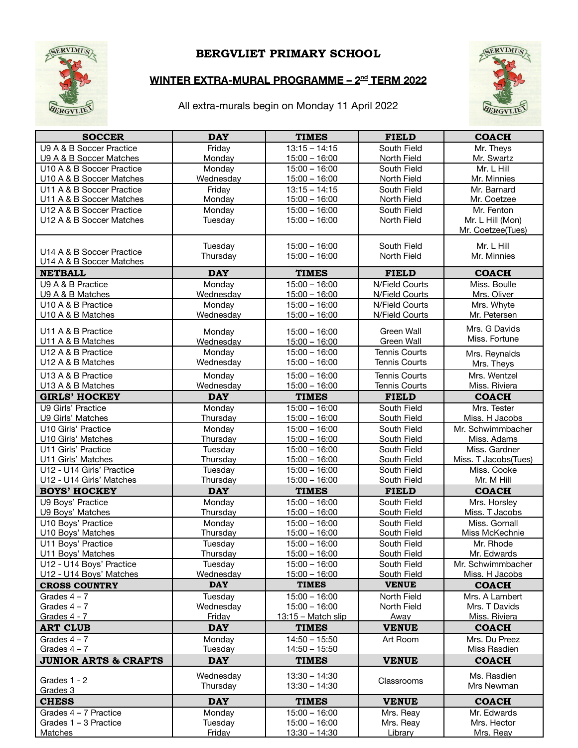# BERGVLIET PRIMARY SCHOOL

## WINTER EXTRA-MURAL PROGRAMME – 2nd TERM 2022

All extra-murals begin on Monday 11 April 2022

| SOCCER | DAY | TIMES | FIELD | COACH |
|---|---|---|---|---|
| U9 A & B Soccer Practice | Friday | 13:15 – 14:15 | South Field | Mr. Theys |
| U9 A & B Soccer Matches | Monday | 15:00 – 16:00 | North Field | Mr. Swartz |
| U10 A & B Soccer Practice | Monday | 15:00 – 16:00 | South Field | Mr. L Hill |
| U10 A & B Soccer Matches | Wednesday | 15:00 – 16:00 | North Field | Mr. Minnies |
| U11 A & B Soccer Practice | Friday | 13:15 – 14:15 | South Field | Mr. Barnard |
| U11 A & B Soccer Matches | Monday | 15:00 – 16:00 | North Field | Mr. Coetzee |
| U12 A & B Soccer Practice | Monday | 15:00 – 16:00 | South Field | Mr. Fenton |
| U12 A & B Soccer Matches | Tuesday | 15:00 – 16:00 | North Field | Mr. L Hill (Mon) Mr. Coetzee(Tues) |
| U14 A & B Soccer Practice | Tuesday | 15:00 – 16:00 | South Field | Mr. L Hill |
| U14 A & B Soccer Matches | Thursday | 15:00 – 16:00 | North Field | Mr. Minnies |
| **NETBALL** | **DAY** | **TIMES** | **FIELD** | **COACH** |
| U9 A & B Practice | Monday | 15:00 – 16:00 | N/Field Courts | Miss. Boulle |
| U9 A & B Matches | Wednesday | 15:00 – 16:00 | N/Field Courts | Mrs. Oliver |
| U10 A & B Practice | Monday | 15:00 – 16:00 | N/Field Courts | Mrs. Whyte |
| U10 A & B Matches | Wednesday | 15:00 – 16:00 | N/Field Courts | Mr. Petersen |
| U11 A & B Practice | Monday | 15:00 – 16:00 | Green Wall | Mrs. G Davids |
| U11 A & B Matches | Wednesday | 15:00 – 16:00 | Green Wall | Miss. Fortune |
| U12 A & B Practice | Monday | 15:00 – 16:00 | Tennis Courts | Mrs. Reynalds |
| U12 A & B Matches | Wednesday | 15:00 – 16:00 | Tennis Courts | Mrs. Theys |
| U13 A & B Practice | Monday | 15:00 – 16:00 | Tennis Courts | Mrs. Wentzel |
| U13 A & B Matches | Wednesday | 15:00 – 16:00 | Tennis Courts | Miss. Riviera |
| **GIRLS' HOCKEY** | **DAY** | **TIMES** | **FIELD** | **COACH** |
| U9 Girls' Practice | Monday | 15:00 – 16:00 | South Field | Mrs. Tester |
| U9 Girls' Matches | Thursday | 15:00 – 16:00 | South Field | Miss. H Jacobs |
| U10 Girls' Practice | Monday | 15:00 – 16:00 | South Field | Mr. Schwimmbacher |
| U10 Girls' Matches | Thursday | 15:00 – 16:00 | South Field | Miss. Adams |
| U11 Girls' Practice | Tuesday | 15:00 – 16:00 | South Field | Miss. Gardner |
| U11 Girls' Matches | Thursday | 15:00 – 16:00 | South Field | Miss. T Jacobs(Tues) |
| U12 - U14 Girls' Practice | Tuesday | 15:00 – 16:00 | South Field | Miss. Cooke |
| U12 - U14 Girls' Matches | Thursday | 15:00 – 16:00 | South Field | Mr. M Hill |
| **BOYS' HOCKEY** | **DAY** | **TIMES** | **FIELD** | **COACH** |
| U9 Boys' Practice | Monday | 15:00 – 16:00 | South Field | Mrs. Horsley |
| U9 Boys' Matches | Thursday | 15:00 – 16:00 | South Field | Miss. T Jacobs |
| U10 Boys' Practice | Monday | 15:00 – 16:00 | South Field | Miss. Gornall |
| U10 Boys' Matches | Thursday | 15:00 – 16:00 | South Field | Miss McKechnie |
| U11 Boys' Practice | Tuesday | 15:00 – 16:00 | South Field | Mr. Rhode |
| U11 Boys' Matches | Thursday | 15:00 – 16:00 | South Field | Mr. Edwards |
| U12 - U14 Boys' Practice | Tuesday | 15:00 – 16:00 | South Field | Mr. Schwimmbacher |
| U12 - U14 Boys' Matches | Wednesday | 15:00 – 16:00 | South Field | Miss. H Jacobs |
| **CROSS COUNTRY** | **DAY** | **TIMES** | **VENUE** | **COACH** |
| Grades 4 – 7 | Tuesday | 15:00 – 16:00 | North Field | Mrs. A Lambert |
| Grades 4 – 7 | Wednesday | 15:00 – 16:00 | North Field | Mrs. T Davids |
| Grades 4 - 7 | Friday | 13:15 – Match slip | Away | Miss. Riviera |
| **ART CLUB** | **DAY** | **TIMES** | **VENUE** | **COACH** |
| Grades 4 – 7 | Monday | 14:50 – 15:50 | Art Room | Mrs. Du Preez |
| Grades 4 – 7 | Tuesday | 14:50 – 15:50 | | Miss Rasdien |
| **JUNIOR ARTS & CRAFTS** | **DAY** | **TIMES** | **VENUE** | **COACH** |
| Grades 1 - 2 | Wednesday | 13:30 – 14:30 | Classrooms | Ms. Rasdien |
| Grades 3 | Thursday | 13:30 – 14:30 | | Mrs Newman |
| **CHESS** | **DAY** | **TIMES** | **VENUE** | **COACH** |
| Grades 4 – 7 Practice | Monday | 15:00 – 16:00 | Mrs. Reay | Mr. Edwards |
| Grades 1 – 3 Practice | Tuesday | 15:00 – 16:00 | Mrs. Reay | Mrs. Hector |
| Matches | Friday | 13:30 – 14:30 | Library | Mrs. Reay |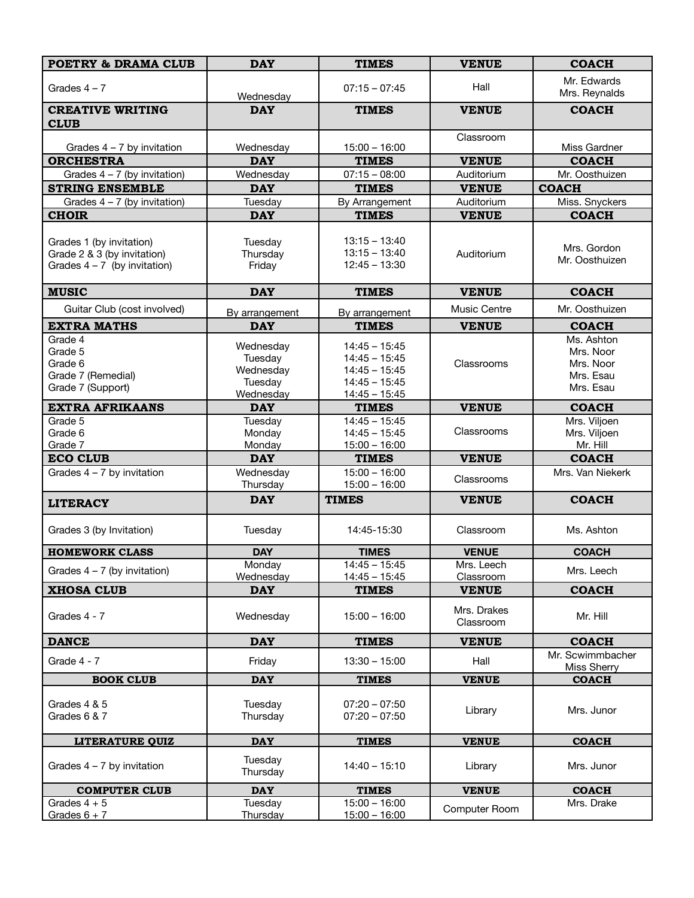| POETRY & DRAMA CLUB | DAY | TIMES | VENUE | COACH |
|---|---|---|---|---|
| Grades 4 – 7 | Wednesday | 07:15 – 07:45 | Hall | Mr. Edwards<br>Mrs. Reynalds |
| **CREATIVE WRITING CLUB** | **DAY** | **TIMES** | **VENUE** | **COACH** |
| Grades 4 – 7 by invitation | Wednesday | 15:00 – 16:00 | Classroom | Miss Gardner |
| **ORCHESTRA** | **DAY** | **TIMES** | **VENUE** | **COACH** |
| Grades 4 – 7 (by invitation) | Wednesday | 07:15 – 08:00 | Auditorium | Mr. Oosthuizen |
| **STRING ENSEMBLE** | **DAY** | **TIMES** | **VENUE** | **COACH** |
| Grades 4 – 7 (by invitation) | Tuesday | By Arrangement | Auditorium | Miss. Snyckers |
| **CHOIR** | **DAY** | **TIMES** | **VENUE** | **COACH** |
| Grades 1 (by invitation)<br>Grade 2 & 3 (by invitation)<br>Grades 4 – 7 (by invitation) | Tuesday<br>Thursday<br>Friday | 13:15 – 13:40<br>13:15 – 13:40<br>12:45 – 13:30 | Auditorium | Mrs. Gordon<br>Mr. Oosthuizen |
| **MUSIC** | **DAY** | **TIMES** | **VENUE** | **COACH** |
| Guitar Club (cost involved) | By arrangement | By arrangement | Music Centre | Mr. Oosthuizen |
| **EXTRA MATHS** | **DAY** | **TIMES** | **VENUE** | **COACH** |
| Grade 4<br>Grade 5<br>Grade 6<br>Grade 7 (Remedial)<br>Grade 7 (Support) | Wednesday<br>Tuesday<br>Wednesday<br>Tuesday<br>Wednesday | 14:45 – 15:45<br>14:45 – 15:45<br>14:45 – 15:45<br>14:45 – 15:45<br>14:45 – 15:45 | Classrooms | Ms. Ashton<br>Mrs. Noor<br>Mrs. Noor<br>Mrs. Esau<br>Mrs. Esau |
| **EXTRA AFRIKAANS** | **DAY** | **TIMES** | **VENUE** | **COACH** |
| Grade 5<br>Grade 6<br>Grade 7 | Tuesday<br>Monday<br>Monday | 14:45 – 15:45<br>14:45 – 15:45<br>15:00 – 16:00 | Classrooms | Mrs. Viljoen<br>Mrs. Viljoen<br>Mr. Hill |
| **ECO CLUB** | **DAY** | **TIMES** | **VENUE** | **COACH** |
| Grades 4 – 7 by invitation | Wednesday<br>Thursday | 15:00 – 16:00<br>15:00 – 16:00 | Classrooms | Mrs. Van Niekerk |
| **LITERACY** | **DAY** | **TIMES** | **VENUE** | **COACH** |
| Grades 3 (by Invitation) | Tuesday | 14:45-15:30 | Classroom | Ms. Ashton |
| **HOMEWORK CLASS** | **DAY** | **TIMES** | **VENUE** | **COACH** |
| Grades 4 – 7 (by invitation) | Monday<br>Wednesday | 14:45 – 15:45<br>14:45 – 15:45 | Mrs. Leech<br>Classroom | Mrs. Leech |
| **XHOSA CLUB** | **DAY** | **TIMES** | **VENUE** | **COACH** |
| Grades 4 - 7 | Wednesday | 15:00 – 16:00 | Mrs. Drakes<br>Classroom | Mr. Hill |
| **DANCE** | **DAY** | **TIMES** | **VENUE** | **COACH** |
| Grade 4 - 7 | Friday | 13:30 – 15:00 | Hall | Mr. Scwimmbacher<br>Miss Sherry |
| **BOOK CLUB** | **DAY** | **TIMES** | **VENUE** | **COACH** |
| Grades 4 & 5<br>Grades 6 & 7 | Tuesday<br>Thursday | 07:20 – 07:50<br>07:20 – 07:50 | Library | Mrs. Junor |
| **LITERATURE QUIZ** | **DAY** | **TIMES** | **VENUE** | **COACH** |
| Grades 4 – 7 by invitation | Tuesday<br>Thursday | 14:40 – 15:10 | Library | Mrs. Junor |
| **COMPUTER CLUB** | **DAY** | **TIMES** | **VENUE** | **COACH** |
| Grades 4 + 5<br>Grades 6 + 7 | Tuesday<br>Thursday | 15:00 – 16:00<br>15:00 – 16:00 | Computer Room | Mrs. Drake |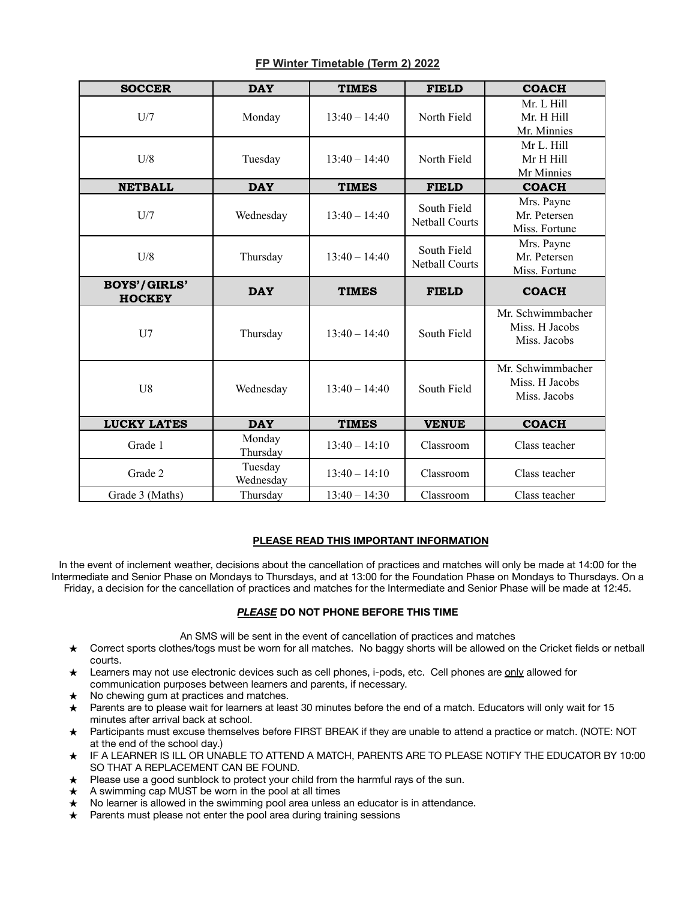## FP Winter Timetable (Term 2) 2022

| SOCCER | DAY | TIMES | FIELD | COACH |
|---|---|---|---|---|
| U/7 | Monday | 13:40 – 14:40 | North Field | Mr. L Hill<br>Mr. H Hill<br>Mr. Minnies |
| U/8 | Tuesday | 13:40 – 14:40 | North Field | Mr L. Hill<br>Mr H Hill<br>Mr Minnies |
| **NETBALL** | **DAY** | **TIMES** | **FIELD** | **COACH** |
| U/7 | Wednesday | 13:40 – 14:40 | South Field<br>Netball Courts | Mrs. Payne<br>Mr. Petersen<br>Miss. Fortune |
| U/8 | Thursday | 13:40 – 14:40 | South Field<br>Netball Courts | Mrs. Payne<br>Mr. Petersen<br>Miss. Fortune |
| **BOYS'/GIRLS' HOCKEY** | **DAY** | **TIMES** | **FIELD** | **COACH** |
| U7 | Thursday | 13:40 – 14:40 | South Field | Mr. Schwimmbacher<br>Miss. H Jacobs<br>Miss. Jacobs |
| U8 | Wednesday | 13:40 – 14:40 | South Field | Mr. Schwimmbacher<br>Miss. H Jacobs<br>Miss. Jacobs |
| **LUCKY LATES** | **DAY** | **TIMES** | **VENUE** | **COACH** |
| Grade 1 | Monday<br>Thursday | 13:40 – 14:10 | Classroom | Class teacher |
| Grade 2 | Tuesday<br>Wednesday | 13:40 – 14:10 | Classroom | Class teacher |
| Grade 3 (Maths) | Thursday | 13:40 – 14:30 | Classroom | Class teacher |

**PLEASE READ THIS IMPORTANT INFORMATION**

In the event of inclement weather, decisions about the cancellation of practices and matches will only be made at 14:00 for the Intermediate and Senior Phase on Mondays to Thursdays, and at 13:00 for the Foundation Phase on Mondays to Thursdays. On a Friday, a decision for the cancellation of practices and matches for the Intermediate and Senior Phase will be made at 12:45.

***PLEASE*** **DO NOT PHONE BEFORE THIS TIME**

An SMS will be sent in the event of cancellation of practices and matches

- Correct sports clothes/togs must be worn for all matches. No baggy shorts will be allowed on the Cricket fields or netball courts.
- Learners may not use electronic devices such as cell phones, i-pods, etc. Cell phones are only allowed for communication purposes between learners and parents, if necessary.
- No chewing gum at practices and matches.
- Parents are to please wait for learners at least 30 minutes before the end of a match. Educators will only wait for 15 minutes after arrival back at school.
- Participants must excuse themselves before FIRST BREAK if they are unable to attend a practice or match. (NOTE: NOT at the end of the school day.)
- IF A LEARNER IS ILL OR UNABLE TO ATTEND A MATCH, PARENTS ARE TO PLEASE NOTIFY THE EDUCATOR BY 10:00 SO THAT A REPLACEMENT CAN BE FOUND.
- Please use a good sunblock to protect your child from the harmful rays of the sun.
- A swimming cap MUST be worn in the pool at all times
- No learner is allowed in the swimming pool area unless an educator is in attendance.
- Parents must please not enter the pool area during training sessions